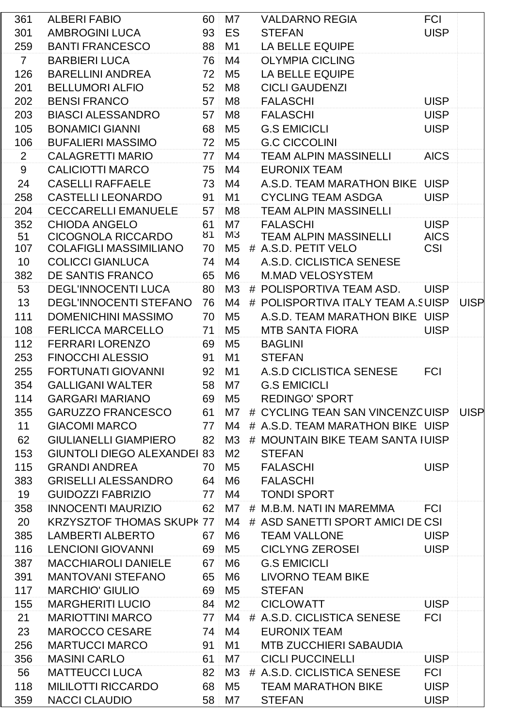| | | | | | | | |
|---|---|---|---|---|---|---|---|
| 361 | ALBERI FABIO | 60 | M7 | | VALDARNO REGIA | FCI | |
| 301 | AMBROGINI LUCA | 93 | ES | | STEFAN | UISP | |
| 259 | BANTI FRANCESCO | 88 | M1 | | LA BELLE EQUIPE | | |
| 7 | BARBIERI LUCA | 76 | M4 | | OLYMPIA CICLING | | |
| 126 | BARELLINI ANDREA | 72 | M5 | | LA BELLE EQUIPE | | |
| 201 | BELLUMORI ALFIO | 52 | M8 | | CICLI GAUDENZI | | |
| 202 | BENSI FRANCO | 57 | M8 | | FALASCHI | UISP | |
| 203 | BIASCI ALESSANDRO | 57 | M8 | | FALASCHI | UISP | |
| 105 | BONAMICI GIANNI | 68 | M5 | | G.S EMICICLI | UISP | |
| 106 | BUFALIERI MASSIMO | 72 | M5 | | G.C CICCOLINI | | |
| 2 | CALAGRETTI MARIO | 77 | M4 | | TEAM ALPIN MASSINELLI | AICS | |
| 9 | CALICIOTTI MARCO | 75 | M4 | | EURONIX TEAM | | |
| 24 | CASELLI RAFFAELE | 73 | M4 | | A.S.D. TEAM MARATHON BIKE | UISP | |
| 258 | CASTELLI LEONARDO | 91 | M1 | | CYCLING TEAM ASDGA | UISP | |
| 204 | CECCARELLI EMANUELE | 57 | M8 | | TEAM ALPIN MASSINELLI | | |
| 352 | CHIODA ANGELO | 61 | M7 | | FALASCHI | UISP | |
| 51 | CICOGNOLA RICCARDO | 81 | M3 | | TEAM ALPIN MASSINELLI | AICS | |
| 107 | COLAFIGLI MASSIMILIANO | 70 | M5 | # | A.S.D. PETIT VELO | CSI | |
| 10 | COLICCI GIANLUCA | 74 | M4 | | A.S.D. CICLISTICA SENESE | | |
| 382 | DE SANTIS FRANCO | 65 | M6 | | M.MAD VELOSYSTEM | | |
| 53 | DEGL'INNOCENTI LUCA | 80 | M3 | # | POLISPORTIVA TEAM ASD. | UISP | |
| 13 | DEGL'INNOCENTI STEFANO | 76 | M4 | # | POLISPORTIVA ITALY TEAM A.S | UISP | UISP |
| 111 | DOMENICHINI MASSIMO | 70 | M5 | | A.S.D. TEAM MARATHON BIKE | UISP | |
| 108 | FERLICCA MARCELLO | 71 | M5 | | MTB SANTA FIORA | UISP | |
| 112 | FERRARI LORENZO | 69 | M5 | | BAGLINI | | |
| 253 | FINOCCHI ALESSIO | 91 | M1 | | STEFAN | | |
| 255 | FORTUNATI GIOVANNI | 92 | M1 | | A.S.D CICLISTICA SENESE | FCI | |
| 354 | GALLIGANI WALTER | 58 | M7 | | G.S EMICICLI | | |
| 114 | GARGARI MARIANO | 69 | M5 | | REDINGO' SPORT | | |
| 355 | GARUZZO FRANCESCO | 61 | M7 | # | CYCLING TEAN SAN VINCENZO | UISP | UISP |
| 11 | GIACOMI MARCO | 77 | M4 | # | A.S.D. TEAM MARATHON BIKE | UISP | |
| 62 | GIULIANELLI GIAMPIERO | 82 | M3 | # | MOUNTAIN BIKE TEAM SANTA I | UISP | |
| 153 | GIUNTOLI DIEGO ALEXANDEI | 83 | M2 | | STEFAN | | |
| 115 | GRANDI ANDREA | 70 | M5 | | FALASCHI | UISP | |
| 383 | GRISELLI ALESSANDRO | 64 | M6 | | FALASCHI | | |
| 19 | GUIDOZZI FABRIZIO | 77 | M4 | | TONDI SPORT | | |
| 358 | INNOCENTI MAURIZIO | 62 | M7 | # | M.B.M. NATI IN MAREMMA | FCI | |
| 20 | KRZYSZTOF THOMAS SKUPK | 77 | M4 | # | ASD SANETTI SPORT AMICI DE | CSI | |
| 385 | LAMBERTI ALBERTO | 67 | M6 | | TEAM VALLONE | UISP | |
| 116 | LENCIONI GIOVANNI | 69 | M5 | | CICLYNG ZEROSEI | UISP | |
| 387 | MACCHIAROLI DANIELE | 67 | M6 | | G.S EMICICLI | | |
| 391 | MANTOVANI STEFANO | 65 | M6 | | LIVORNO TEAM BIKE | | |
| 117 | MARCHIO' GIULIO | 69 | M5 | | STEFAN | | |
| 155 | MARGHERITI LUCIO | 84 | M2 | | CICLOWATT | UISP | |
| 21 | MARIOTTINI MARCO | 77 | M4 | # | A.S.D. CICLISTICA SENESE | FCI | |
| 23 | MAROCCO CESARE | 74 | M4 | | EURONIX TEAM | | |
| 256 | MARTUCCI MARCO | 91 | M1 | | MTB ZUCCHIERI SABAUDIA | | |
| 356 | MASINI CARLO | 61 | M7 | | CICLI PUCCINELLI | UISP | |
| 56 | MATTEUCCI LUCA | 82 | M3 | # | A.S.D. CICLISTICA SENESE | FCI | |
| 118 | MILILOTTI RICCARDO | 68 | M5 | | TEAM MARATHON BIKE | UISP | |
| 359 | NACCI CLAUDIO | 58 | M7 | | STEFAN | UISP | |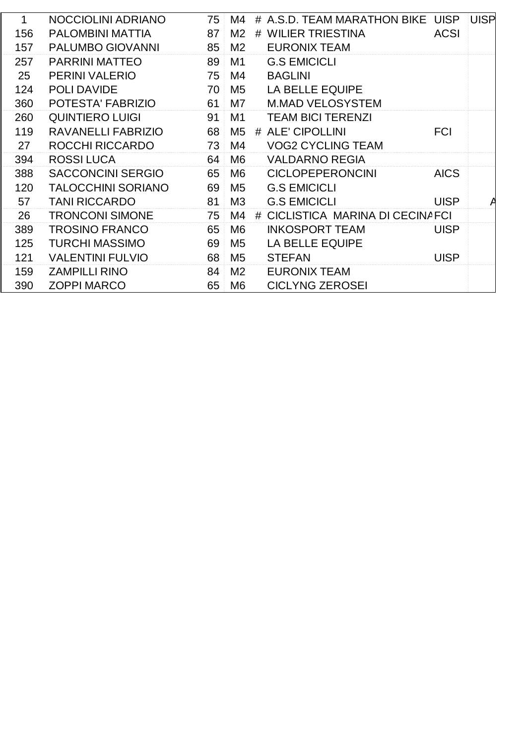| | | | | | | | |
|---|---|---|---|---|---|---|---|
| 1 | NOCCIOLINI ADRIANO | 75 | M4 | # | A.S.D. TEAM MARATHON BIKE | UISP | UISP |
| 156 | PALOMBINI MATTIA | 87 | M2 | # | WILIER TRIESTINA | ACSI | |
| 157 | PALUMBO GIOVANNI | 85 | M2 | | EURONIX TEAM | | |
| 257 | PARRINI MATTEO | 89 | M1 | | G.S EMICICLI | | |
| 25 | PERINI VALERIO | 75 | M4 | | BAGLINI | | |
| 124 | POLI DAVIDE | 70 | M5 | | LA BELLE EQUIPE | | |
| 360 | POTESTA' FABRIZIO | 61 | M7 | | M.MAD VELOSYSTEM | | |
| 260 | QUINTIERO LUIGI | 91 | M1 | | TEAM BICI TERENZI | | |
| 119 | RAVANELLI FABRIZIO | 68 | M5 | # | ALE' CIPOLLINI | FCI | |
| 27 | ROCCHI RICCARDO | 73 | M4 | | VOG2 CYCLING TEAM | | |
| 394 | ROSSI LUCA | 64 | M6 | | VALDARNO REGIA | | |
| 388 | SACCONCINI SERGIO | 65 | M6 | | CICLOPEPERONCINI | AICS | |
| 120 | TALOCCHINI SORIANO | 69 | M5 | | G.S EMICICLI | | |
| 57 | TANI RICCARDO | 81 | M3 | | G.S EMICICLI | UISP | A |
| 26 | TRONCONI SIMONE | 75 | M4 | # | CICLISTICA MARINA DI CECINA | FCI | |
| 389 | TROSINO FRANCO | 65 | M6 | | INKOSPORT TEAM | UISP | |
| 125 | TURCHI MASSIMO | 69 | M5 | | LA BELLE EQUIPE | | |
| 121 | VALENTINI FULVIO | 68 | M5 | | STEFAN | UISP | |
| 159 | ZAMPILLI RINO | 84 | M2 | | EURONIX TEAM | | |
| 390 | ZOPPI MARCO | 65 | M6 | | CICLYNG ZEROSEI | | |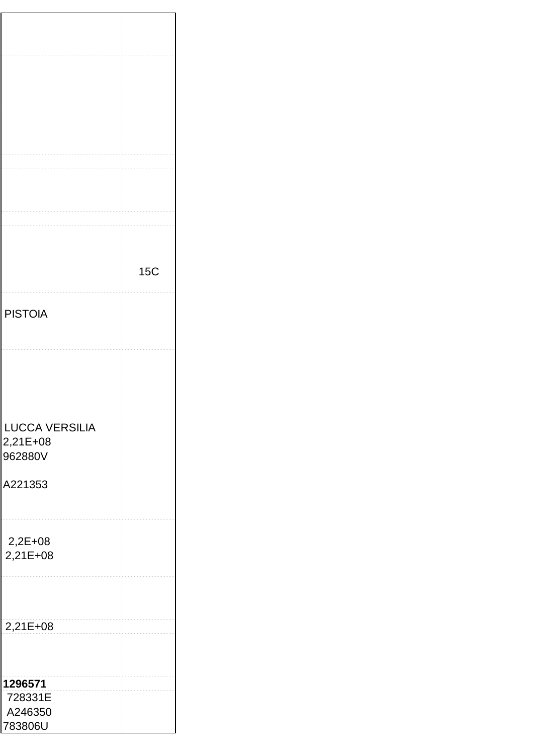| | |
|---|---|
| | |
| | |
| | |
| | |
| | |
| | 15C |
| PISTOIA | |
| LUCCA VERSILIA<br>2,21E+08<br>962880V<br><br>A221353 | |
| 2,2E+08<br>2,21E+08 | |
| | |
| 2,21E+08 | |
| | |
| **1296571** | |
| 728331E<br>A246350<br>783806U | |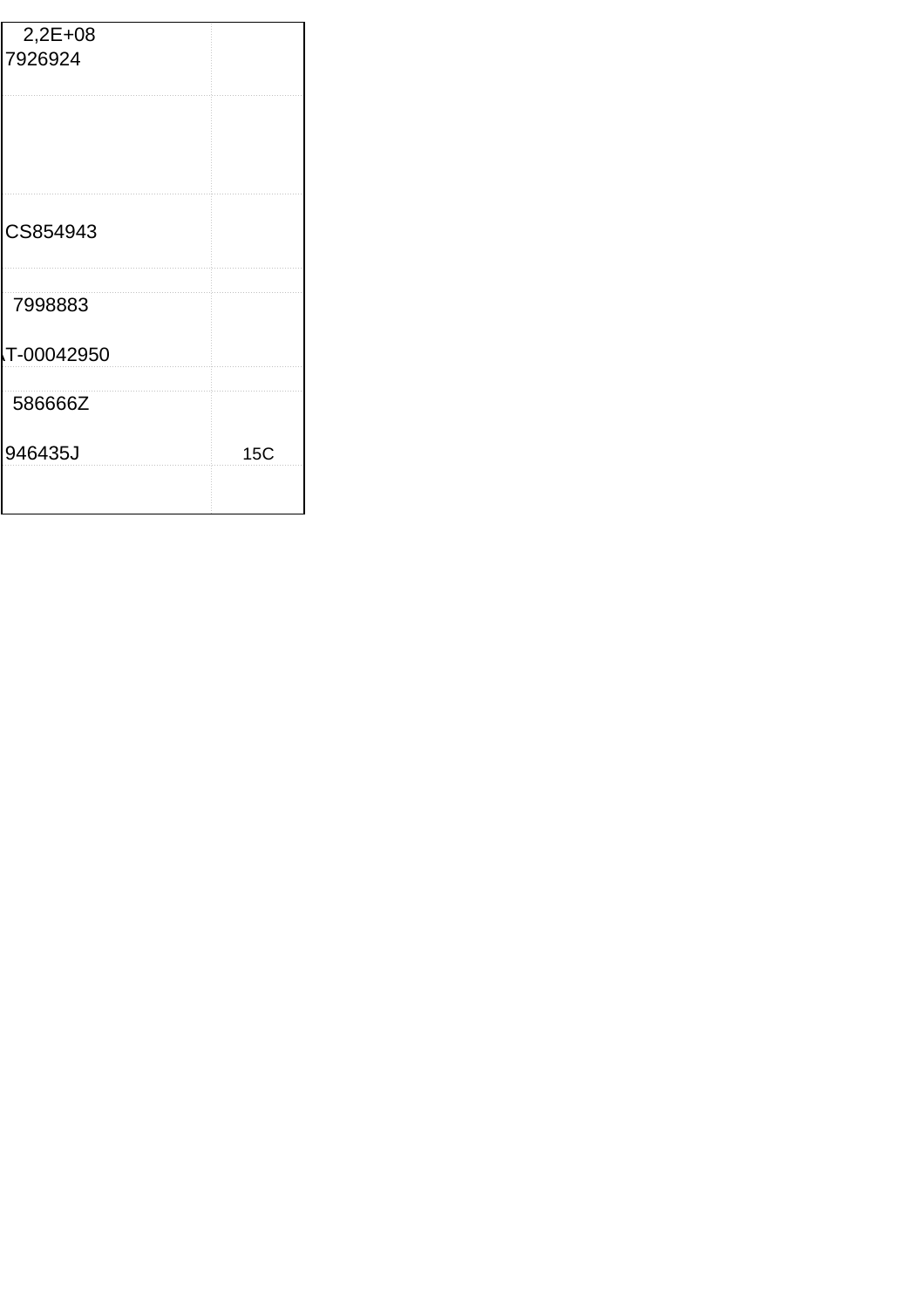| | |
|---|---|
| 2,2E+08<br>7926924 | |
| | |
| CS854943 | |
| | |
| 7998883<br><br>T-00042950 | |
| | |
| 586666Z<br><br>946435J | 15C |
| | |